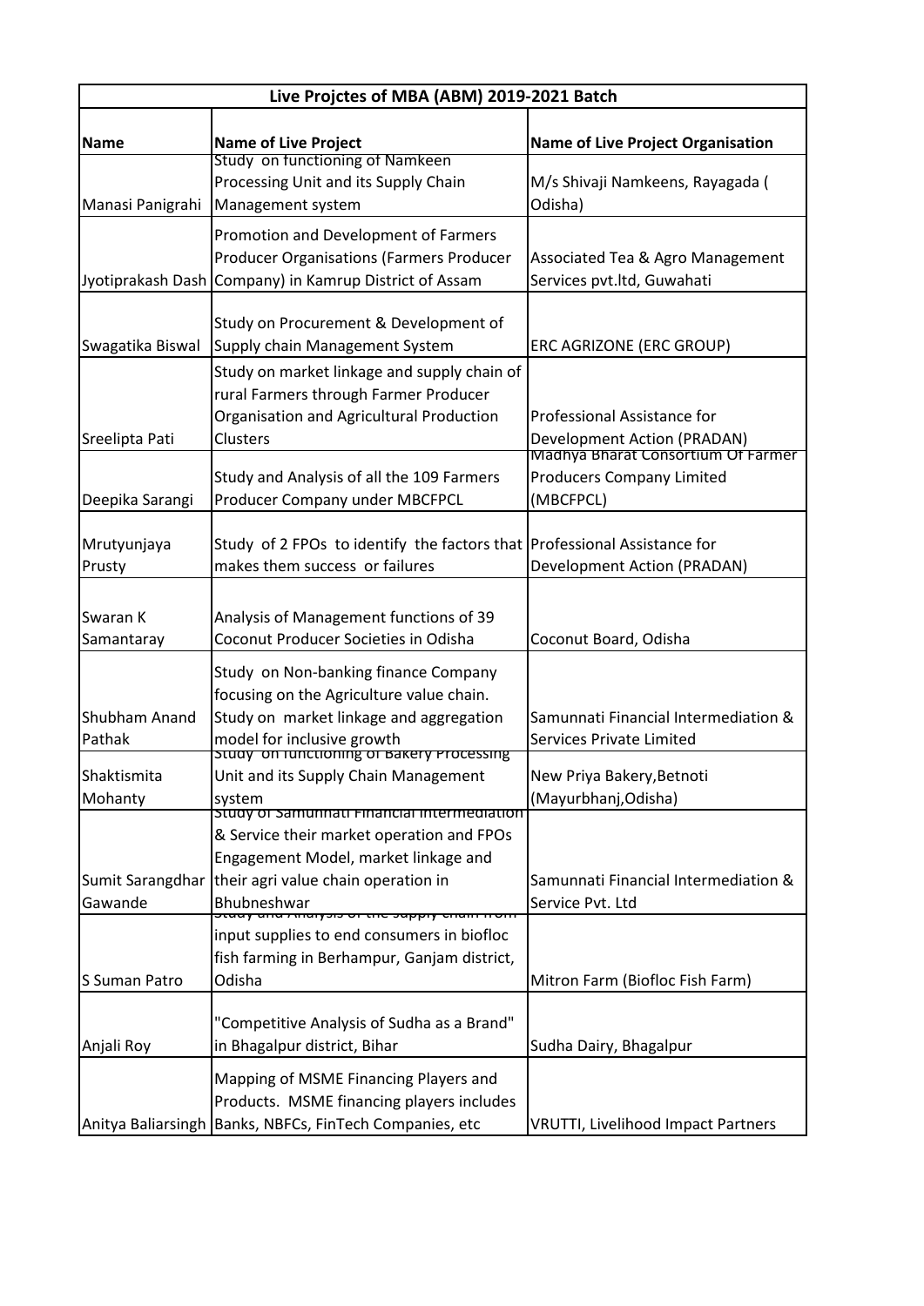| Live Projctes of MBA (ABM) 2019-2021 Batch | | |
|---|---|---|
| **Name** | **Name of Live Project** | **Name of Live Project Organisation** |
| Manasi Panigrahi | Study on functioning of Namkeen Processing Unit and its Supply Chain Management system | M/s Shivaji Namkeens, Rayagada ( Odisha) |
| Jyotiprakash Dash | Promotion and Development of Farmers Producer Organisations (Farmers Producer Company) in Kamrup District of Assam | Associated Tea & Agro Management Services pvt.ltd, Guwahati |
| Swagatika Biswal | Study on Procurement & Development of Supply chain Management System | ERC AGRIZONE (ERC GROUP) |
| Sreelipta Pati | Study on market linkage and supply chain of rural Farmers through Farmer Producer Organisation and Agricultural Production Clusters | Professional Assistance for Development Action (PRADAN) |
| Deepika Sarangi | Study and Analysis of all the 109 Farmers Producer Company under MBCFPCL | Madhya Bharat Consortium Of Farmer Producers Company Limited (MBCFPCL) |
| Mrutyunjaya Prusty | Study of 2 FPOs to identify the factors that makes them success or failures | Professional Assistance for Development Action (PRADAN) |
| Swaran K Samantaray | Analysis of Management functions of 39 Coconut Producer Societies in Odisha | Coconut Board, Odisha |
| Shubham Anand Pathak | Study on Non-banking finance Company focusing on the Agriculture value chain. Study on market linkage and aggregation model for inclusive growth | Samunnati Financial Intermediation & Services Private Limited |
| Shaktismita Mohanty | Study on functioning of Bakery Processing Unit and its Supply Chain Management system | New Priya Bakery,Betnoti (Mayurbhanj,Odisha) |
| Sumit Sarangdhar Gawande | Study of Samunnati Financial Intermediation & Service their market operation and FPOs Engagement Model, market linkage and their agri value chain operation in Bhubneshwar | Samunnati Financial Intermediation & Service Pvt. Ltd |
| S Suman Patro | Study and Analysis of the supply chain from input supplies to end consumers in biofloc fish farming in Berhampur, Ganjam district, Odisha | Mitron Farm (Biofloc Fish Farm) |
| Anjali Roy | "Competitive Analysis of Sudha as a Brand" in Bhagalpur district, Bihar | Sudha Dairy, Bhagalpur |
| Anitya Baliarsingh | Mapping of MSME Financing Players and Products. MSME financing players includes Banks, NBFCs, FinTech Companies, etc | VRUTTI, Livelihood Impact Partners |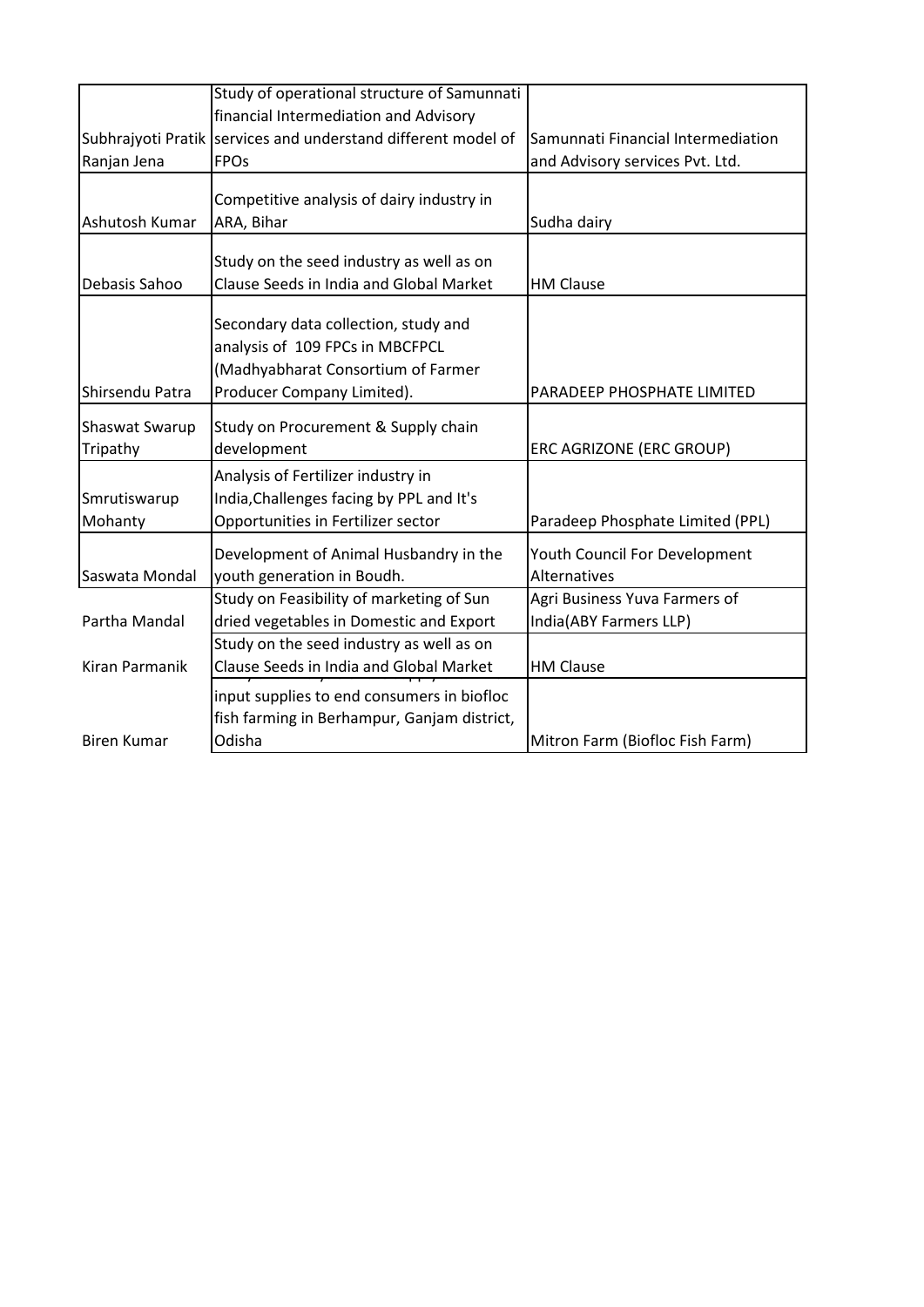| | | |
|---|---|---|
| Subhrajyoti Pratik Ranjan Jena | Study of operational structure of Samunnati financial Intermediation and Advisory services and understand different model of FPOs | Samunnati Financial Intermediation and Advisory services Pvt. Ltd. |
| Ashutosh Kumar | Competitive analysis of dairy industry in ARA, Bihar | Sudha dairy |
| Debasis Sahoo | Study on the seed industry as well as on Clause Seeds in India and Global Market | HM Clause |
| Shirsendu Patra | Secondary data collection, study and analysis of 109 FPCs in MBCFPCL (Madhyabharat Consortium of Farmer Producer Company Limited). | PARADEEP PHOSPHATE LIMITED |
| Shaswat Swarup Tripathy | Study on Procurement & Supply chain development | ERC AGRIZONE (ERC GROUP) |
| Smrutiswarup Mohanty | Analysis of Fertilizer industry in India,Challenges facing by PPL and It's Opportunities in Fertilizer sector | Paradeep Phosphate Limited (PPL) |
| Saswata Mondal | Development of Animal Husbandry in the youth generation in Boudh. | Youth Council For Development Alternatives |
| Partha Mandal | Study on Feasibility of marketing of Sun dried vegetables in Domestic and Export | Agri Business Yuva Farmers of India(ABY Farmers LLP) |
| Kiran Parmanik | Study on the seed industry as well as on Clause Seeds in India and Global Market | HM Clause |
| Biren Kumar | input supplies to end consumers in biofloc fish farming in Berhampur, Ganjam district, Odisha | Mitron Farm (Biofloc Fish Farm) |